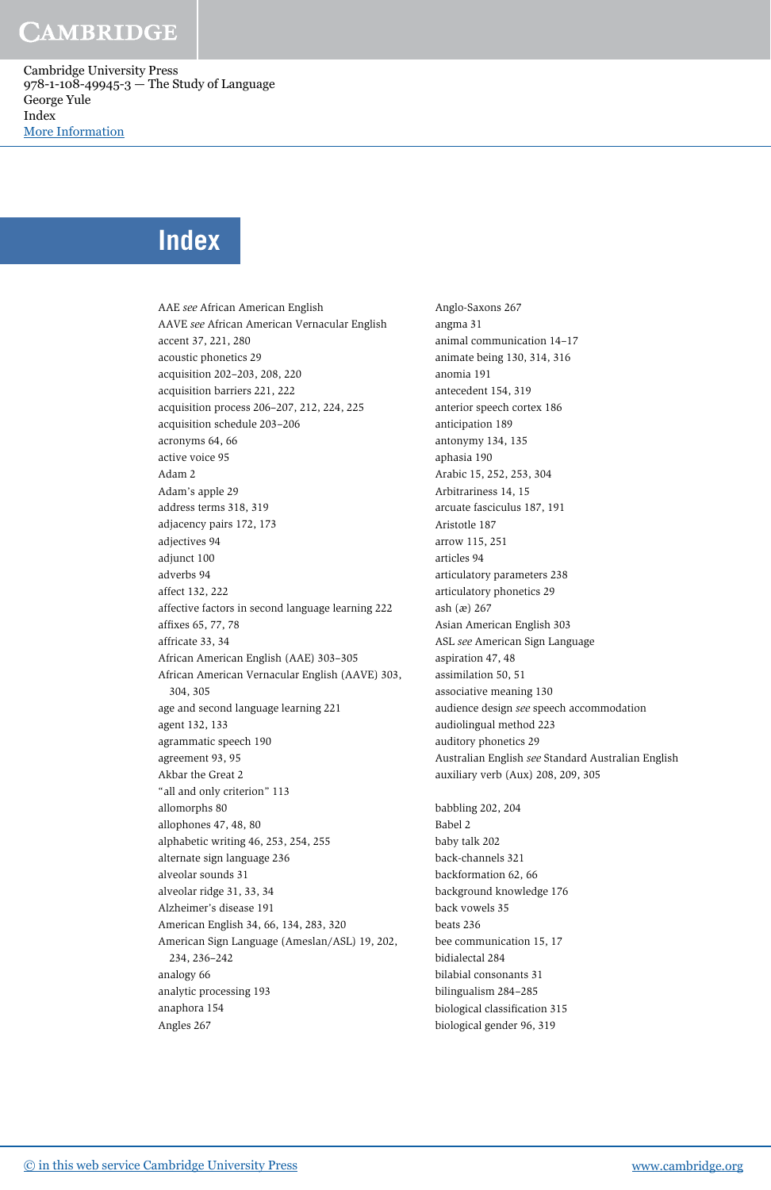# Index

AAE *see* African American English
AAVE *see* African American Vernacular English
accent 37, 221, 280
acoustic phonetics 29
acquisition 202–203, 208, 220
acquisition barriers 221, 222
acquisition process 206–207, 212, 224, 225
acquisition schedule 203–206
acronyms 64, 66
active voice 95
Adam 2
Adam's apple 29
address terms 318, 319
adjacency pairs 172, 173
adjectives 94
adjunct 100
adverbs 94
affect 132, 222
affective factors in second language learning 222
affixes 65, 77, 78
affricate 33, 34
African American English (AAE) 303–305
African American Vernacular English (AAVE) 303, 304, 305
age and second language learning 221
agent 132, 133
agrammatic speech 190
agreement 93, 95
Akbar the Great 2
"all and only criterion" 113
allomorphs 80
allophones 47, 48, 80
alphabetic writing 46, 253, 254, 255
alternate sign language 236
alveolar sounds 31
alveolar ridge 31, 33, 34
Alzheimer's disease 191
American English 34, 66, 134, 283, 320
American Sign Language (Ameslan/ASL) 19, 202, 234, 236–242
analogy 66
analytic processing 193
anaphora 154
Angles 267
Anglo-Saxons 267
angma 31
animal communication 14–17
animate being 130, 314, 316
anomia 191
antecedent 154, 319
anterior speech cortex 186
anticipation 189
antonymy 134, 135
aphasia 190
Arabic 15, 252, 253, 304
Arbitrariness 14, 15
arcuate fasciculus 187, 191
Aristotle 187
arrow 115, 251
articles 94
articulatory parameters 238
articulatory phonetics 29
ash (æ) 267
Asian American English 303
ASL *see* American Sign Language
aspiration 47, 48
assimilation 50, 51
associative meaning 130
audience design *see* speech accommodation
audiolingual method 223
auditory phonetics 29
Australian English *see* Standard Australian English
auxiliary verb (Aux) 208, 209, 305

babbling 202, 204
Babel 2
baby talk 202
back-channels 321
backformation 62, 66
background knowledge 176
back vowels 35
beats 236
bee communication 15, 17
bidialectal 284
bilabial consonants 31
bilingualism 284–285
biological classification 315
biological gender 96, 319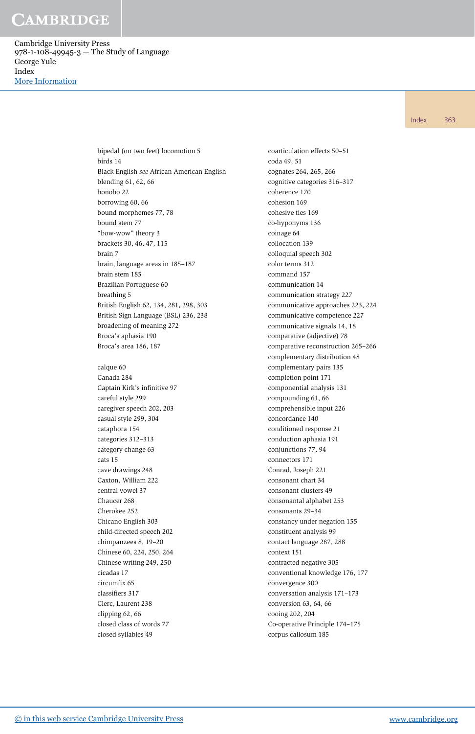bipedal (on two feet) locomotion 5
birds 14
Black English *see* African American English
blending 61, 62, 66
bonobo 22
borrowing 60, 66
bound morphemes 77, 78
bound stem 77
"bow-wow" theory 3
brackets 30, 46, 47, 115
brain 7
brain, language areas in 185–187
brain stem 185
Brazilian Portuguese 60
breathing 5
British English 62, 134, 281, 298, 303
British Sign Language (BSL) 236, 238
broadening of meaning 272
Broca's aphasia 190
Broca's area 186, 187

calque 60
Canada 284
Captain Kirk's infinitive 97
careful style 299
caregiver speech 202, 203
casual style 299, 304
cataphora 154
categories 312–313
category change 63
cats 15
cave drawings 248
Caxton, William 222
central vowel 37
Chaucer 268
Cherokee 252
Chicano English 303
child-directed speech 202
chimpanzees 8, 19–20
Chinese 60, 224, 250, 264
Chinese writing 249, 250
cicadas 17
circumfix 65
classifiers 317
Clerc, Laurent 238
clipping 62, 66
closed class of words 77
closed syllables 49

coarticulation effects 50–51
coda 49, 51
cognates 264, 265, 266
cognitive categories 316–317
coherence 170
cohesion 169
cohesive ties 169
co-hyponyms 136
coinage 64
collocation 139
colloquial speech 302
color terms 312
command 157
communication 14
communication strategy 227
communicative approaches 223, 224
communicative competence 227
communicative signals 14, 18
comparative (adjective) 78
comparative reconstruction 265–266
complementary distribution 48
complementary pairs 135
completion point 171
componential analysis 131
compounding 61, 66
comprehensible input 226
concordance 140
conditioned response 21
conduction aphasia 191
conjunctions 77, 94
connectors 171
Conrad, Joseph 221
consonant chart 34
consonant clusters 49
consonantal alphabet 253
consonants 29–34
constancy under negation 155
constituent analysis 99
contact language 287, 288
context 151
contracted negative 305
conventional knowledge 176, 177
convergence 300
conversation analysis 171–173
conversion 63, 64, 66
cooing 202, 204
Co-operative Principle 174–175
corpus callosum 185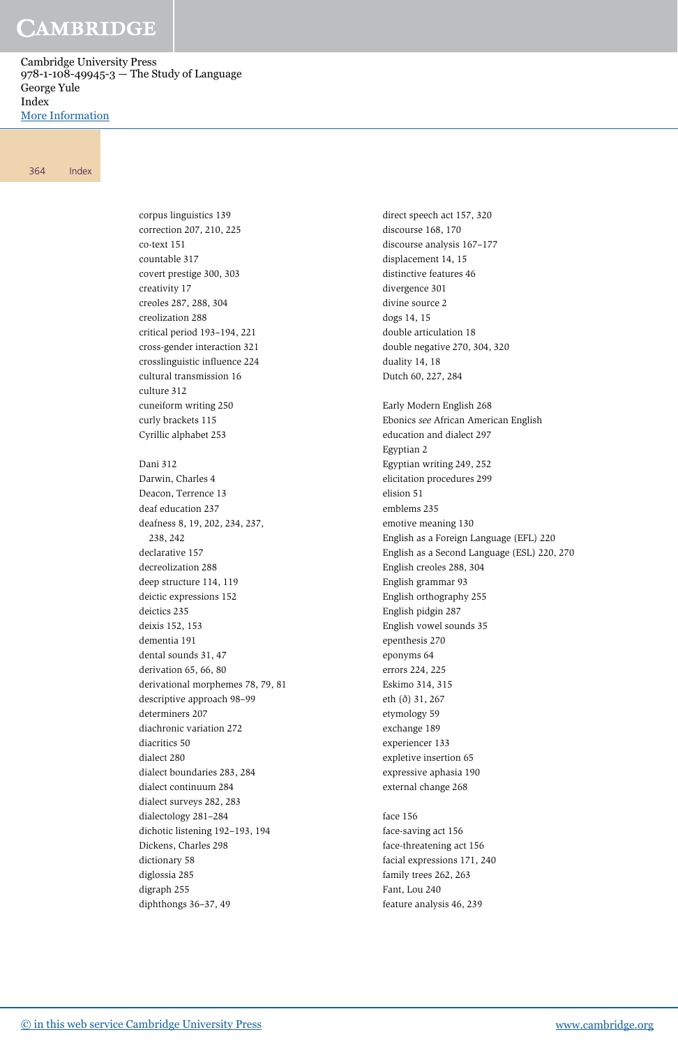corpus linguistics 139
correction 207, 210, 225
co-text 151
countable 317
covert prestige 300, 303
creativity 17
creoles 287, 288, 304
creolization 288
critical period 193–194, 221
cross-gender interaction 321
crosslinguistic influence 224
cultural transmission 16
culture 312
cuneiform writing 250
curly brackets 115
Cyrillic alphabet 253

Dani 312
Darwin, Charles 4
Deacon, Terrence 13
deaf education 237
deafness 8, 19, 202, 234, 237, 238, 242
declarative 157
decreolization 288
deep structure 114, 119
deictic expressions 152
deictics 235
deixis 152, 153
dementia 191
dental sounds 31, 47
derivation 65, 66, 80
derivational morphemes 78, 79, 81
descriptive approach 98–99
determiners 207
diachronic variation 272
diacritics 50
dialect 280
dialect boundaries 283, 284
dialect continuum 284
dialect surveys 282, 283
dialectology 281–284
dichotic listening 192–193, 194
Dickens, Charles 298
dictionary 58
diglossia 285
digraph 255
diphthongs 36–37, 49

direct speech act 157, 320
discourse 168, 170
discourse analysis 167–177
displacement 14, 15
distinctive features 46
divergence 301
divine source 2
dogs 14, 15
double articulation 18
double negative 270, 304, 320
duality 14, 18
Dutch 60, 227, 284

Early Modern English 268
Ebonics *see* African American English
education and dialect 297
Egyptian 2
Egyptian writing 249, 252
elicitation procedures 299
elision 51
emblems 235
emotive meaning 130
English as a Foreign Language (EFL) 220
English as a Second Language (ESL) 220, 270
English creoles 288, 304
English grammar 93
English orthography 255
English pidgin 287
English vowel sounds 35
epenthesis 270
eponyms 64
errors 224, 225
Eskimo 314, 315
eth (ð) 31, 267
etymology 59
exchange 189
experiencer 133
expletive insertion 65
expressive aphasia 190
external change 268

face 156
face-saving act 156
face-threatening act 156
facial expressions 171, 240
family trees 262, 263
Fant, Lou 240
feature analysis 46, 239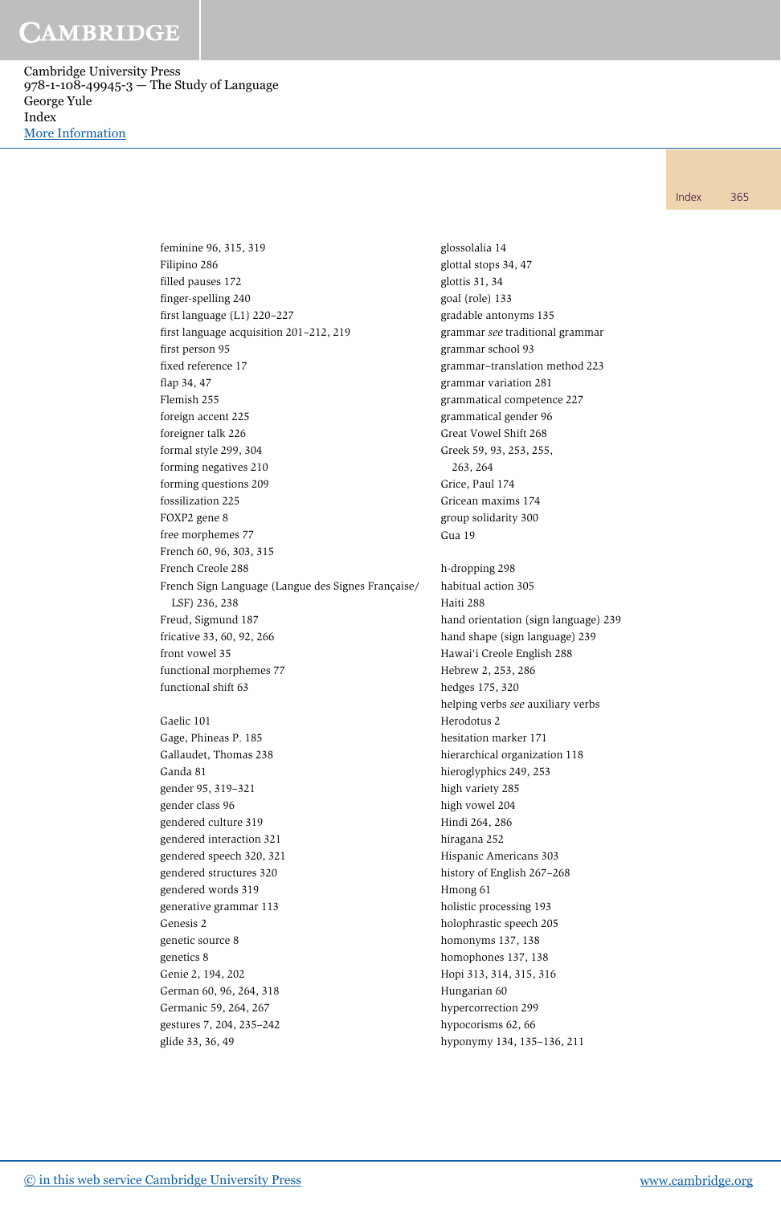feminine 96, 315, 319
Filipino 286
filled pauses 172
finger-spelling 240
first language (L1) 220–227
first language acquisition 201–212, 219
first person 95
fixed reference 17
flap 34, 47
Flemish 255
foreign accent 225
foreigner talk 226
formal style 299, 304
forming negatives 210
forming questions 209
fossilization 225
FOXP2 gene 8
free morphemes 77
French 60, 96, 303, 315
French Creole 288
French Sign Language (Langue des Signes Française/ LSF) 236, 238
Freud, Sigmund 187
fricative 33, 60, 92, 266
front vowel 35
functional morphemes 77
functional shift 63

Gaelic 101
Gage, Phineas P. 185
Gallaudet, Thomas 238
Ganda 81
gender 95, 319–321
gender class 96
gendered culture 319
gendered interaction 321
gendered speech 320, 321
gendered structures 320
gendered words 319
generative grammar 113
Genesis 2
genetic source 8
genetics 8
Genie 2, 194, 202
German 60, 96, 264, 318
Germanic 59, 264, 267
gestures 7, 204, 235–242
glide 33, 36, 49

glossolalia 14
glottal stops 34, 47
glottis 31, 34
goal (role) 133
gradable antonyms 135
grammar *see* traditional grammar
grammar school 93
grammar–translation method 223
grammar variation 281
grammatical competence 227
grammatical gender 96
Great Vowel Shift 268
Greek 59, 93, 253, 255, 263, 264
Grice, Paul 174
Gricean maxims 174
group solidarity 300
Gua 19

h-dropping 298
habitual action 305
Haiti 288
hand orientation (sign language) 239
hand shape (sign language) 239
Hawai'i Creole English 288
Hebrew 2, 253, 286
hedges 175, 320
helping verbs *see* auxiliary verbs
Herodotus 2
hesitation marker 171
hierarchical organization 118
hieroglyphics 249, 253
high variety 285
high vowel 204
Hindi 264, 286
hiragana 252
Hispanic Americans 303
history of English 267–268
Hmong 61
holistic processing 193
holophrastic speech 205
homonyms 137, 138
homophones 137, 138
Hopi 313, 314, 315, 316
Hungarian 60
hypercorrection 299
hypocorisms 62, 66
hyponymy 134, 135–136, 211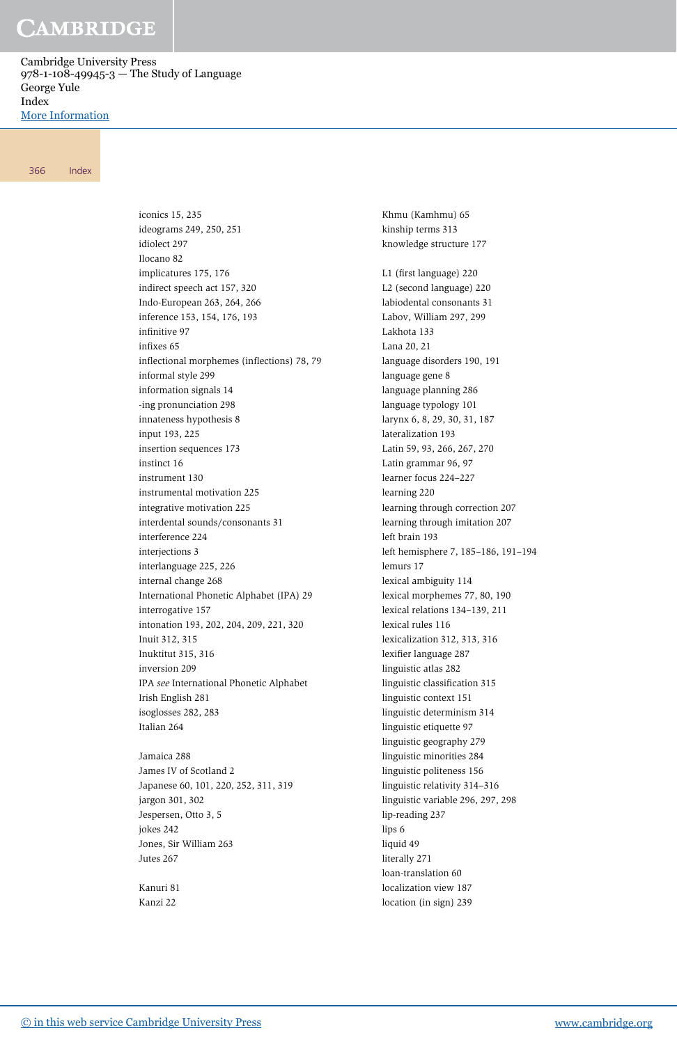iconics 15, 235
ideograms 249, 250, 251
idiolect 297
Ilocano 82
implicatures 175, 176
indirect speech act 157, 320
Indo-European 263, 264, 266
inference 153, 154, 176, 193
infinitive 97
infixes 65
inflectional morphemes (inflections) 78, 79
informal style 299
information signals 14
-ing pronunciation 298
innateness hypothesis 8
input 193, 225
insertion sequences 173
instinct 16
instrument 130
instrumental motivation 225
integrative motivation 225
interdental sounds/consonants 31
interference 224
interjections 3
interlanguage 225, 226
internal change 268
International Phonetic Alphabet (IPA) 29
interrogative 157
intonation 193, 202, 204, 209, 221, 320
Inuit 312, 315
Inuktitut 315, 316
inversion 209
IPA *see* International Phonetic Alphabet
Irish English 281
isoglosses 282, 283
Italian 264

Jamaica 288
James IV of Scotland 2
Japanese 60, 101, 220, 252, 311, 319
jargon 301, 302
Jespersen, Otto 3, 5
jokes 242
Jones, Sir William 263
Jutes 267

Kanuri 81
Kanzi 22
Khmu (Kamhmu) 65
kinship terms 313
knowledge structure 177

L1 (first language) 220
L2 (second language) 220
labiodental consonants 31
Labov, William 297, 299
Lakhota 133
Lana 20, 21
language disorders 190, 191
language gene 8
language planning 286
language typology 101
larynx 6, 8, 29, 30, 31, 187
lateralization 193
Latin 59, 93, 266, 267, 270
Latin grammar 96, 97
learner focus 224–227
learning 220
learning through correction 207
learning through imitation 207
left brain 193
left hemisphere 7, 185–186, 191–194
lemurs 17
lexical ambiguity 114
lexical morphemes 77, 80, 190
lexical relations 134–139, 211
lexical rules 116
lexicalization 312, 313, 316
lexifier language 287
linguistic atlas 282
linguistic classification 315
linguistic context 151
linguistic determinism 314
linguistic etiquette 97
linguistic geography 279
linguistic minorities 284
linguistic politeness 156
linguistic relativity 314–316
linguistic variable 296, 297, 298
lip-reading 237
lips 6
liquid 49
literally 271
loan-translation 60
localization view 187
location (in sign) 239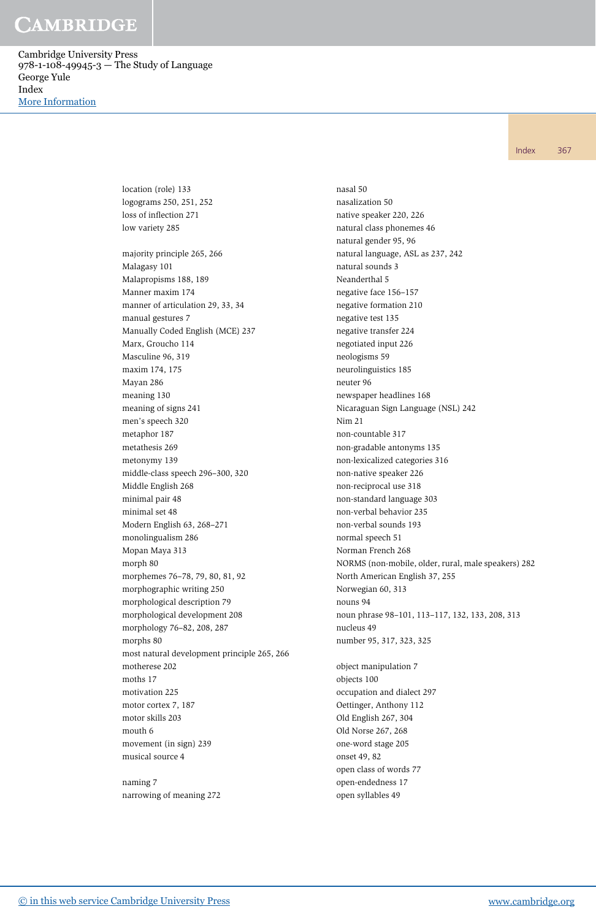location (role) 133
logograms 250, 251, 252
loss of inflection 271
low variety 285

majority principle 265, 266
Malagasy 101
Malapropisms 188, 189
Manner maxim 174
manner of articulation 29, 33, 34
manual gestures 7
Manually Coded English (MCE) 237
Marx, Groucho 114
Masculine 96, 319
maxim 174, 175
Mayan 286
meaning 130
meaning of signs 241
men's speech 320
metaphor 187
metathesis 269
metonymy 139
middle-class speech 296–300, 320
Middle English 268
minimal pair 48
minimal set 48
Modern English 63, 268–271
monolingualism 286
Mopan Maya 313
morph 80
morphemes 76–78, 79, 80, 81, 92
morphographic writing 250
morphological description 79
morphological development 208
morphology 76–82, 208, 287
morphs 80
most natural development principle 265, 266
motherese 202
moths 17
motivation 225
motor cortex 7, 187
motor skills 203
mouth 6
movement (in sign) 239
musical source 4

naming 7
narrowing of meaning 272
nasal 50
nasalization 50
native speaker 220, 226
natural class phonemes 46
natural gender 95, 96
natural language, ASL as 237, 242
natural sounds 3
Neanderthal 5
negative face 156–157
negative formation 210
negative test 135
negative transfer 224
negotiated input 226
neologisms 59
neurolinguistics 185
neuter 96
newspaper headlines 168
Nicaraguan Sign Language (NSL) 242
Nim 21
non-countable 317
non-gradable antonyms 135
non-lexicalized categories 316
non-native speaker 226
non-reciprocal use 318
non-standard language 303
non-verbal behavior 235
non-verbal sounds 193
normal speech 51
Norman French 268
NORMS (non-mobile, older, rural, male speakers) 282
North American English 37, 255
Norwegian 60, 313
nouns 94
noun phrase 98–101, 113–117, 132, 133, 208, 313
nucleus 49
number 95, 317, 323, 325

object manipulation 7
objects 100
occupation and dialect 297
Oettinger, Anthony 112
Old English 267, 304
Old Norse 267, 268
one-word stage 205
onset 49, 82
open class of words 77
open-endedness 17
open syllables 49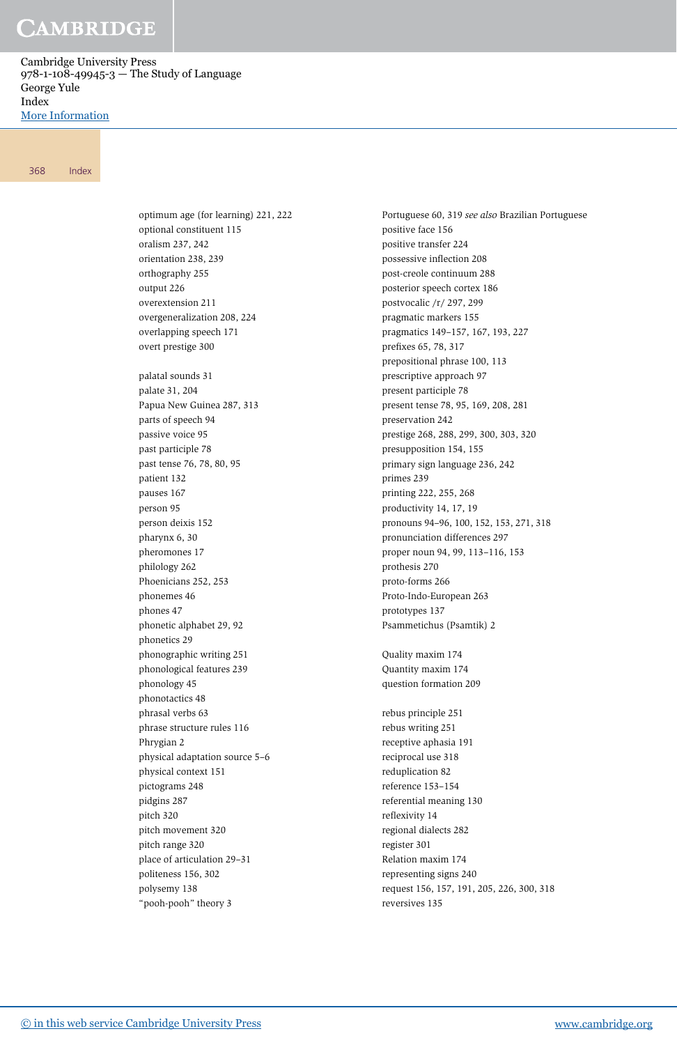optimum age (for learning) 221, 222
optional constituent 115
oralism 237, 242
orientation 238, 239
orthography 255
output 226
overextension 211
overgeneralization 208, 224
overlapping speech 171
overt prestige 300

palatal sounds 31
palate 31, 204
Papua New Guinea 287, 313
parts of speech 94
passive voice 95
past participle 78
past tense 76, 78, 80, 95
patient 132
pauses 167
person 95
person deixis 152
pharynx 6, 30
pheromones 17
philology 262
Phoenicians 252, 253
phonemes 46
phones 47
phonetic alphabet 29, 92
phonetics 29
phonographic writing 251
phonological features 239
phonology 45
phonotactics 48
phrasal verbs 63
phrase structure rules 116
Phrygian 2
physical adaptation source 5–6
physical context 151
pictograms 248
pidgins 287
pitch 320
pitch movement 320
pitch range 320
place of articulation 29–31
politeness 156, 302
polysemy 138
"pooh-pooh" theory 3

Portuguese 60, 319 *see also* Brazilian Portuguese
positive face 156
positive transfer 224
possessive inflection 208
post-creole continuum 288
posterior speech cortex 186
postvocalic /r/ 297, 299
pragmatic markers 155
pragmatics 149–157, 167, 193, 227
prefixes 65, 78, 317
prepositional phrase 100, 113
prescriptive approach 97
present participle 78
present tense 78, 95, 169, 208, 281
preservation 242
prestige 268, 288, 299, 300, 303, 320
presupposition 154, 155
primary sign language 236, 242
primes 239
printing 222, 255, 268
productivity 14, 17, 19
pronouns 94–96, 100, 152, 153, 271, 318
pronunciation differences 297
proper noun 94, 99, 113–116, 153
prothesis 270
proto-forms 266
Proto-Indo-European 263
prototypes 137
Psammetichus (Psamtik) 2

Quality maxim 174
Quantity maxim 174
question formation 209

rebus principle 251
rebus writing 251
receptive aphasia 191
reciprocal use 318
reduplication 82
reference 153–154
referential meaning 130
reflexivity 14
regional dialects 282
register 301
Relation maxim 174
representing signs 240
request 156, 157, 191, 205, 226, 300, 318
reversives 135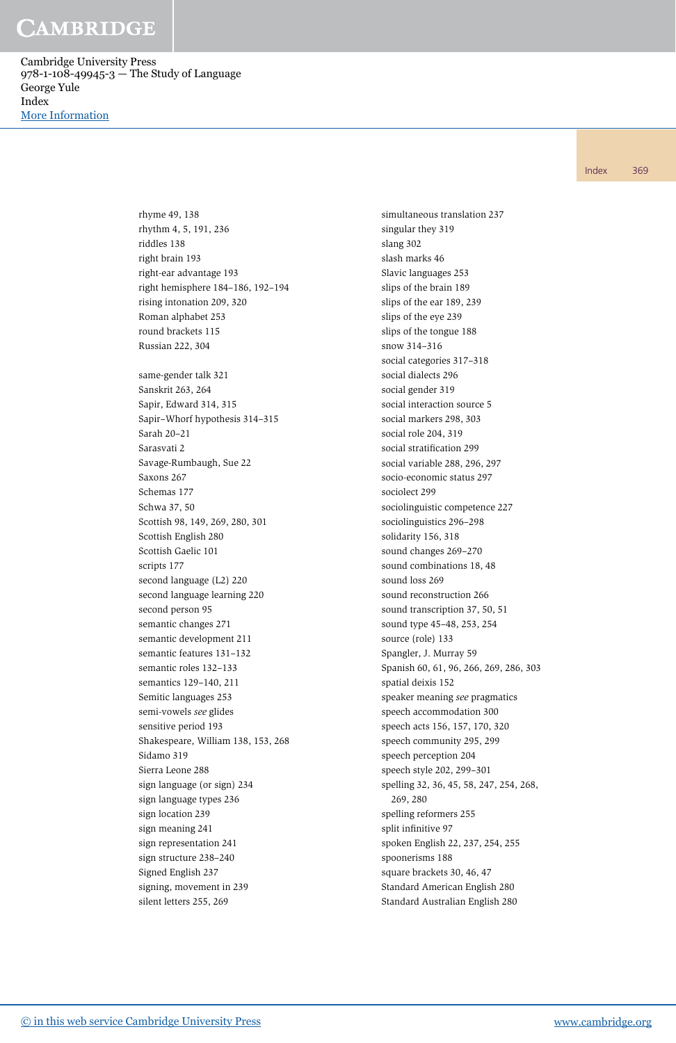rhyme 49, 138
rhythm 4, 5, 191, 236
riddles 138
right brain 193
right-ear advantage 193
right hemisphere 184–186, 192–194
rising intonation 209, 320
Roman alphabet 253
round brackets 115
Russian 222, 304

same-gender talk 321
Sanskrit 263, 264
Sapir, Edward 314, 315
Sapir–Whorf hypothesis 314–315
Sarah 20–21
Sarasvati 2
Savage-Rumbaugh, Sue 22
Saxons 267
Schemas 177
Schwa 37, 50
Scottish 98, 149, 269, 280, 301
Scottish English 280
Scottish Gaelic 101
scripts 177
second language (L2) 220
second language learning 220
second person 95
semantic changes 271
semantic development 211
semantic features 131–132
semantic roles 132–133
semantics 129–140, 211
Semitic languages 253
semi-vowels *see* glides
sensitive period 193
Shakespeare, William 138, 153, 268
Sidamo 319
Sierra Leone 288
sign language (or sign) 234
sign language types 236
sign location 239
sign meaning 241
sign representation 241
sign structure 238–240
Signed English 237
signing, movement in 239
silent letters 255, 269

simultaneous translation 237
singular they 319
slang 302
slash marks 46
Slavic languages 253
slips of the brain 189
slips of the ear 189, 239
slips of the eye 239
slips of the tongue 188
snow 314–316
social categories 317–318
social dialects 296
social gender 319
social interaction source 5
social markers 298, 303
social role 204, 319
social stratification 299
social variable 288, 296, 297
socio-economic status 297
sociolect 299
sociolinguistic competence 227
sociolinguistics 296–298
solidarity 156, 318
sound changes 269–270
sound combinations 18, 48
sound loss 269
sound reconstruction 266
sound transcription 37, 50, 51
sound type 45–48, 253, 254
source (role) 133
Spangler, J. Murray 59
Spanish 60, 61, 96, 266, 269, 286, 303
spatial deixis 152
speaker meaning *see* pragmatics
speech accommodation 300
speech acts 156, 157, 170, 320
speech community 295, 299
speech perception 204
speech style 202, 299–301
spelling 32, 36, 45, 58, 247, 254, 268, 269, 280
spelling reformers 255
split infinitive 97
spoken English 22, 237, 254, 255
spoonerisms 188
square brackets 30, 46, 47
Standard American English 280
Standard Australian English 280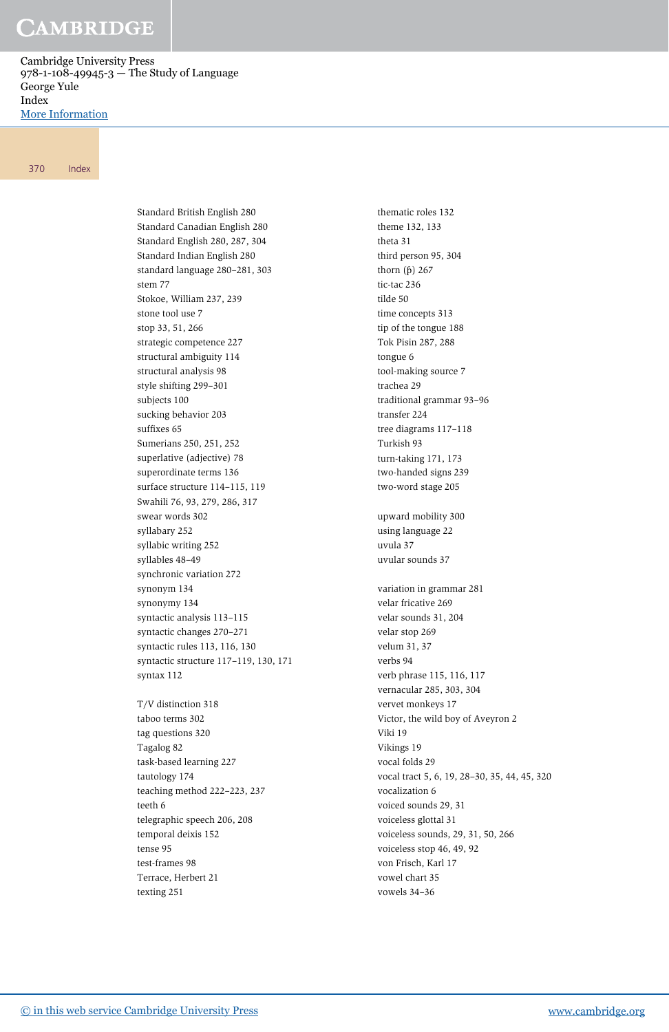Standard British English 280
Standard Canadian English 280
Standard English 280, 287, 304
Standard Indian English 280
standard language 280–281, 303
stem 77
Stokoe, William 237, 239
stone tool use 7
stop 33, 51, 266
strategic competence 227
structural ambiguity 114
structural analysis 98
style shifting 299–301
subjects 100
sucking behavior 203
suffixes 65
Sumerians 250, 251, 252
superlative (adjective) 78
superordinate terms 136
surface structure 114–115, 119
Swahili 76, 93, 279, 286, 317
swear words 302
syllabary 252
syllabic writing 252
syllables 48–49
synchronic variation 272
synonym 134
synonymy 134
syntactic analysis 113–115
syntactic changes 270–271
syntactic rules 113, 116, 130
syntactic structure 117–119, 130, 171
syntax 112

T/V distinction 318
taboo terms 302
tag questions 320
Tagalog 82
task-based learning 227
tautology 174
teaching method 222–223, 237
teeth 6
telegraphic speech 206, 208
temporal deixis 152
tense 95
test-frames 98
Terrace, Herbert 21
texting 251

thematic roles 132
theme 132, 133
theta 31
third person 95, 304
thorn (þ) 267
tic-tac 236
tilde 50
time concepts 313
tip of the tongue 188
Tok Pisin 287, 288
tongue 6
tool-making source 7
trachea 29
traditional grammar 93–96
transfer 224
tree diagrams 117–118
Turkish 93
turn-taking 171, 173
two-handed signs 239
two-word stage 205

upward mobility 300
using language 22
uvula 37
uvular sounds 37

variation in grammar 281
velar fricative 269
velar sounds 31, 204
velar stop 269
velum 31, 37
verbs 94
verb phrase 115, 116, 117
vernacular 285, 303, 304
vervet monkeys 17
Victor, the wild boy of Aveyron 2
Viki 19
Vikings 19
vocal folds 29
vocal tract 5, 6, 19, 28–30, 35, 44, 45, 320
vocalization 6
voiced sounds 29, 31
voiceless glottal 31
voiceless sounds, 29, 31, 50, 266
voiceless stop 46, 49, 92
von Frisch, Karl 17
vowel chart 35
vowels 34–36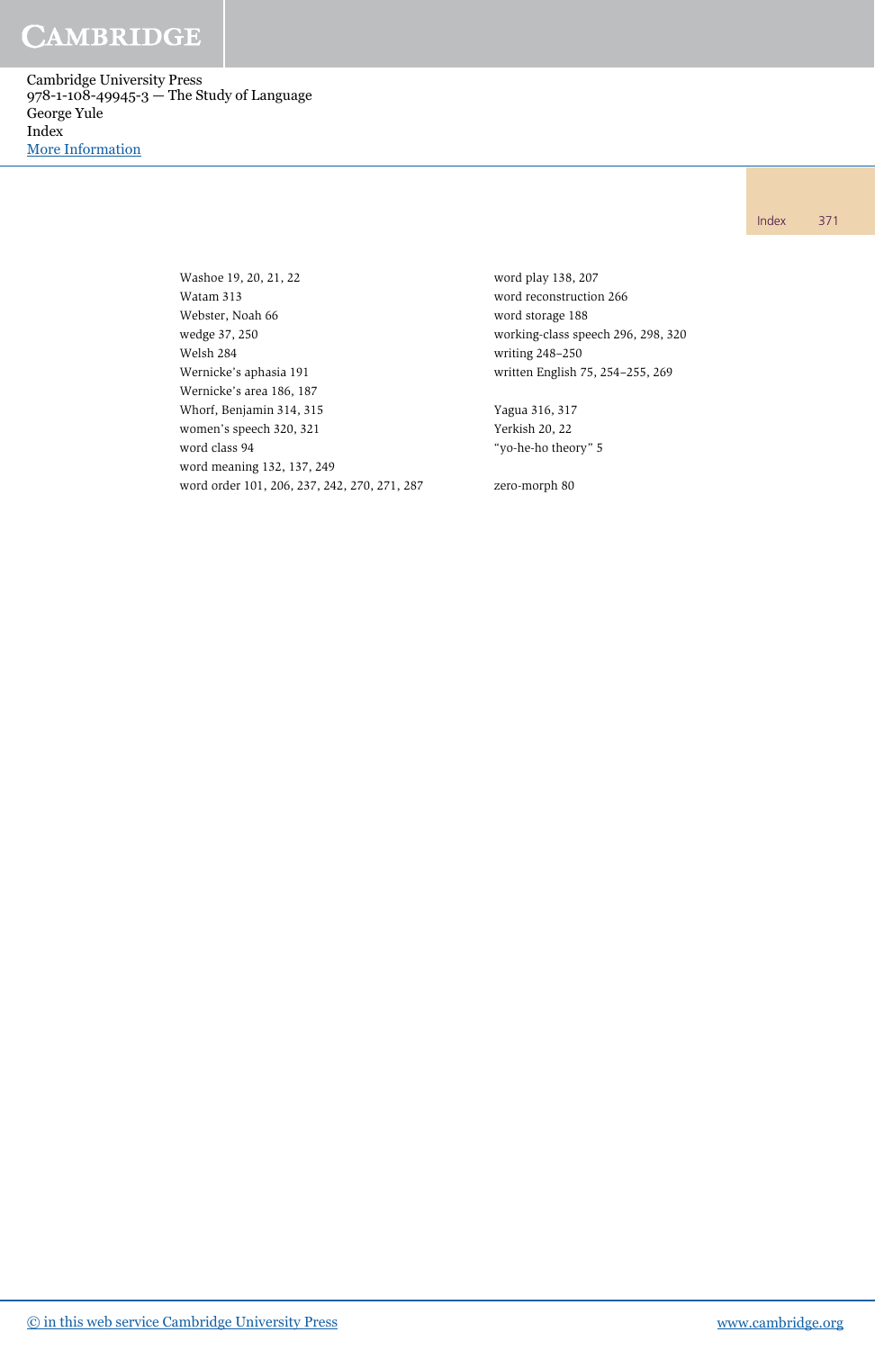Washoe 19, 20, 21, 22
Watam 313
Webster, Noah 66
wedge 37, 250
Welsh 284
Wernicke's aphasia 191
Wernicke's area 186, 187
Whorf, Benjamin 314, 315
women's speech 320, 321
word class 94
word meaning 132, 137, 249
word order 101, 206, 237, 242, 270, 271, 287
word play 138, 207
word reconstruction 266
word storage 188
working-class speech 296, 298, 320
writing 248–250
written English 75, 254–255, 269

Yagua 316, 317
Yerkish 20, 22
"yo-he-ho theory" 5

zero-morph 80